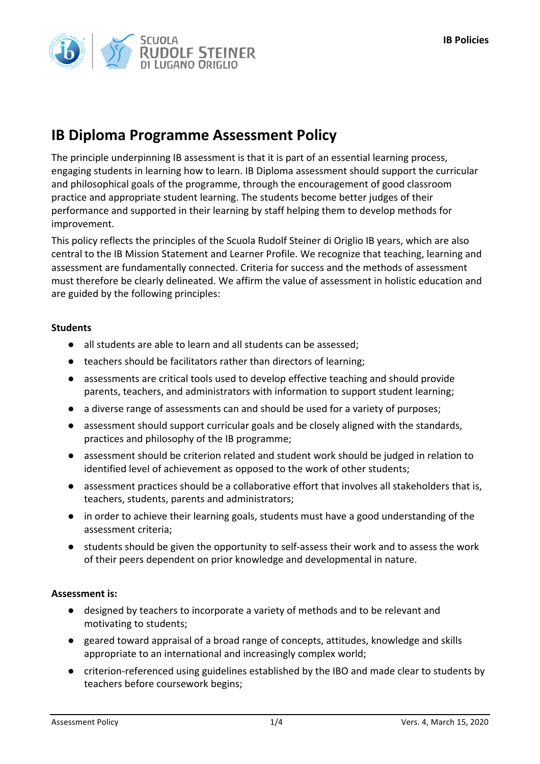# IB Diploma Programme Assessment Policy

The principle underpinning IB assessment is that it is part of an essential learning process, engaging students in learning how to learn. IB Diploma assessment should support the curricular and philosophical goals of the programme, through the encouragement of good classroom practice and appropriate student learning. The students become better judges of their performance and supported in their learning by staff helping them to develop methods for improvement.

This policy reflects the principles of the Scuola Rudolf Steiner di Origlio IB years, which are also central to the IB Mission Statement and Learner Profile. We recognize that teaching, learning and assessment are fundamentally connected. Criteria for success and the methods of assessment must therefore be clearly delineated. We affirm the value of assessment in holistic education and are guided by the following principles:

**Students**

- all students are able to learn and all students can be assessed;
- teachers should be facilitators rather than directors of learning;
- assessments are critical tools used to develop effective teaching and should provide parents, teachers, and administrators with information to support student learning;
- a diverse range of assessments can and should be used for a variety of purposes;
- assessment should support curricular goals and be closely aligned with the standards, practices and philosophy of the IB programme;
- assessment should be criterion related and student work should be judged in relation to identified level of achievement as opposed to the work of other students;
- assessment practices should be a collaborative effort that involves all stakeholders that is, teachers, students, parents and administrators;
- in order to achieve their learning goals, students must have a good understanding of the assessment criteria;
- students should be given the opportunity to self-assess their work and to assess the work of their peers dependent on prior knowledge and developmental in nature.

**Assessment is:**

- designed by teachers to incorporate a variety of methods and to be relevant and motivating to students;
- geared toward appraisal of a broad range of concepts, attitudes, knowledge and skills appropriate to an international and increasingly complex world;
- criterion-referenced using guidelines established by the IBO and made clear to students by teachers before coursework begins;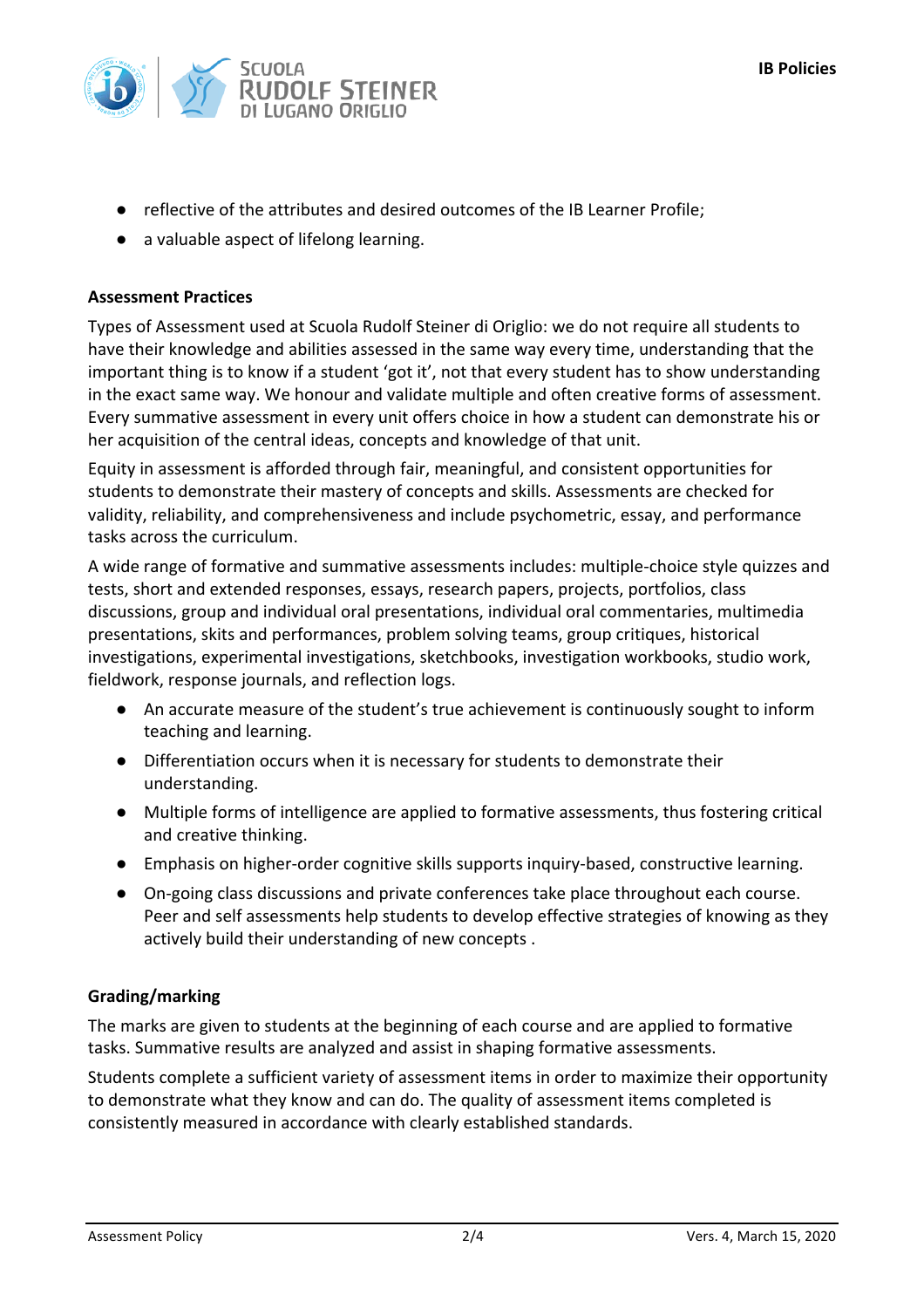- reflective of the attributes and desired outcomes of the IB Learner Profile;
- a valuable aspect of lifelong learning.

**Assessment Practices**

Types of Assessment used at Scuola Rudolf Steiner di Origlio: we do not require all students to have their knowledge and abilities assessed in the same way every time, understanding that the important thing is to know if a student 'got it', not that every student has to show understanding in the exact same way. We honour and validate multiple and often creative forms of assessment. Every summative assessment in every unit offers choice in how a student can demonstrate his or her acquisition of the central ideas, concepts and knowledge of that unit.

Equity in assessment is afforded through fair, meaningful, and consistent opportunities for students to demonstrate their mastery of concepts and skills. Assessments are checked for validity, reliability, and comprehensiveness and include psychometric, essay, and performance tasks across the curriculum.

A wide range of formative and summative assessments includes: multiple-choice style quizzes and tests, short and extended responses, essays, research papers, projects, portfolios, class discussions, group and individual oral presentations, individual oral commentaries, multimedia presentations, skits and performances, problem solving teams, group critiques, historical investigations, experimental investigations, sketchbooks, investigation workbooks, studio work, fieldwork, response journals, and reflection logs.

- An accurate measure of the student's true achievement is continuously sought to inform teaching and learning.
- Differentiation occurs when it is necessary for students to demonstrate their understanding.
- Multiple forms of intelligence are applied to formative assessments, thus fostering critical and creative thinking.
- Emphasis on higher-order cognitive skills supports inquiry-based, constructive learning.
- On-going class discussions and private conferences take place throughout each course. Peer and self assessments help students to develop effective strategies of knowing as they actively build their understanding of new concepts .

**Grading/marking**

The marks are given to students at the beginning of each course and are applied to formative tasks. Summative results are analyzed and assist in shaping formative assessments.

Students complete a sufficient variety of assessment items in order to maximize their opportunity to demonstrate what they know and can do. The quality of assessment items completed is consistently measured in accordance with clearly established standards.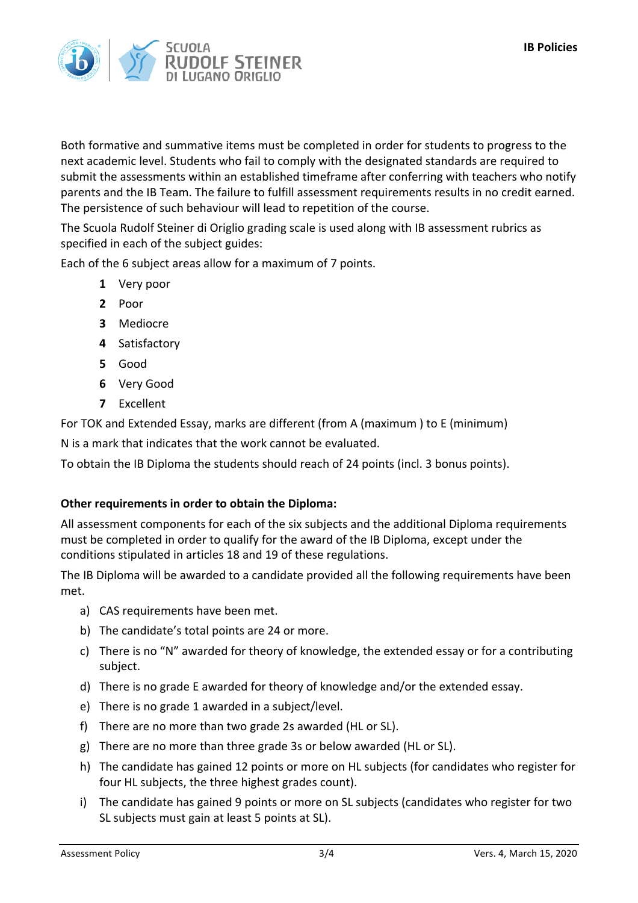Both formative and summative items must be completed in order for students to progress to the next academic level. Students who fail to comply with the designated standards are required to submit the assessments within an established timeframe after conferring with teachers who notify parents and the IB Team. The failure to fulfill assessment requirements results in no credit earned. The persistence of such behaviour will lead to repetition of the course.

The Scuola Rudolf Steiner di Origlio grading scale is used along with IB assessment rubrics as specified in each of the subject guides:

Each of the 6 subject areas allow for a maximum of 7 points.

- **1** Very poor
- **2** Poor
- **3** Mediocre
- **4** Satisfactory
- **5** Good
- **6** Very Good
- **7** Excellent

For TOK and Extended Essay, marks are different (from A (maximum ) to E (minimum)

N is a mark that indicates that the work cannot be evaluated.

To obtain the IB Diploma the students should reach of 24 points (incl. 3 bonus points).

**Other requirements in order to obtain the Diploma:**

All assessment components for each of the six subjects and the additional Diploma requirements must be completed in order to qualify for the award of the IB Diploma, except under the conditions stipulated in articles 18 and 19 of these regulations.

The IB Diploma will be awarded to a candidate provided all the following requirements have been met.

a) CAS requirements have been met.
b) The candidate's total points are 24 or more.
c) There is no "N" awarded for theory of knowledge, the extended essay or for a contributing subject.
d) There is no grade E awarded for theory of knowledge and/or the extended essay.
e) There is no grade 1 awarded in a subject/level.
f) There are no more than two grade 2s awarded (HL or SL).
g) There are no more than three grade 3s or below awarded (HL or SL).
h) The candidate has gained 12 points or more on HL subjects (for candidates who register for four HL subjects, the three highest grades count).
i) The candidate has gained 9 points or more on SL subjects (candidates who register for two SL subjects must gain at least 5 points at SL).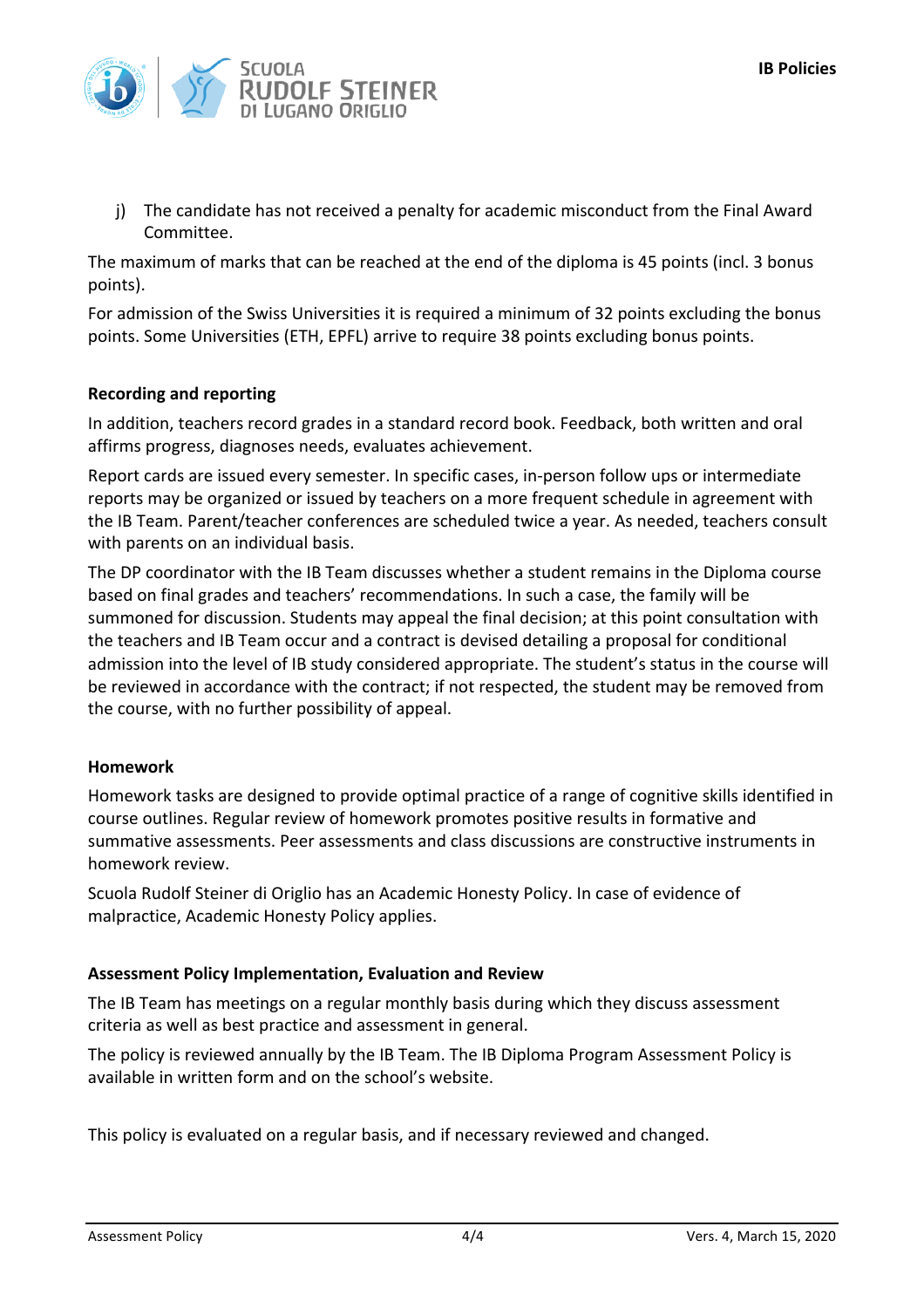j) The candidate has not received a penalty for academic misconduct from the Final Award Committee.

The maximum of marks that can be reached at the end of the diploma is 45 points (incl. 3 bonus points).

For admission of the Swiss Universities it is required a minimum of 32 points excluding the bonus points. Some Universities (ETH, EPFL) arrive to require 38 points excluding bonus points.

**Recording and reporting**

In addition, teachers record grades in a standard record book. Feedback, both written and oral affirms progress, diagnoses needs, evaluates achievement.

Report cards are issued every semester. In specific cases, in-person follow ups or intermediate reports may be organized or issued by teachers on a more frequent schedule in agreement with the IB Team. Parent/teacher conferences are scheduled twice a year. As needed, teachers consult with parents on an individual basis.

The DP coordinator with the IB Team discusses whether a student remains in the Diploma course based on final grades and teachers' recommendations. In such a case, the family will be summoned for discussion. Students may appeal the final decision; at this point consultation with the teachers and IB Team occur and a contract is devised detailing a proposal for conditional admission into the level of IB study considered appropriate. The student's status in the course will be reviewed in accordance with the contract; if not respected, the student may be removed from the course, with no further possibility of appeal.

**Homework**

Homework tasks are designed to provide optimal practice of a range of cognitive skills identified in course outlines. Regular review of homework promotes positive results in formative and summative assessments. Peer assessments and class discussions are constructive instruments in homework review.

Scuola Rudolf Steiner di Origlio has an Academic Honesty Policy. In case of evidence of malpractice, Academic Honesty Policy applies.

**Assessment Policy Implementation, Evaluation and Review**

The IB Team has meetings on a regular monthly basis during which they discuss assessment criteria as well as best practice and assessment in general.

The policy is reviewed annually by the IB Team. The IB Diploma Program Assessment Policy is available in written form and on the school's website.

This policy is evaluated on a regular basis, and if necessary reviewed and changed.